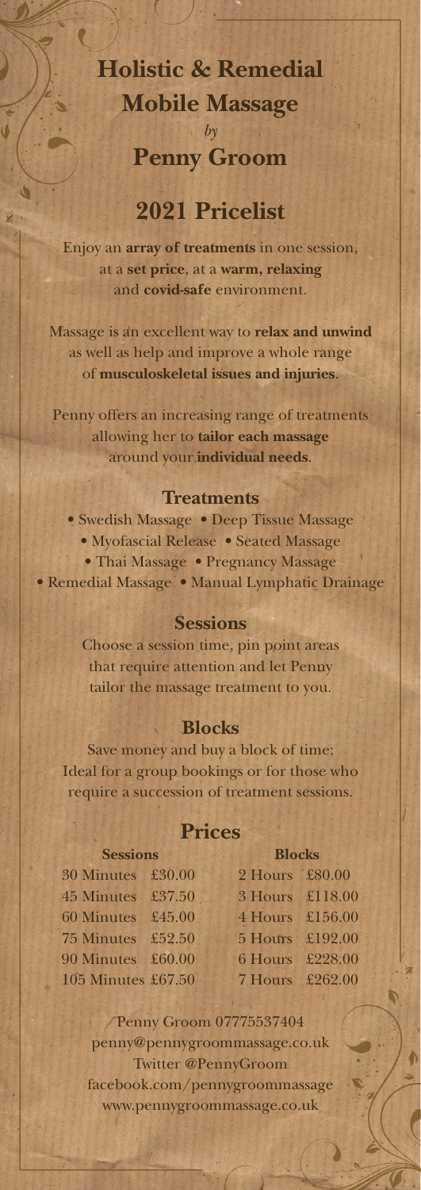# Holistic & Remedial Mobile Massage

*by*

# Penny Groom

## 2021 Pricelist

Enjoy an **array of treatments** in one session, at a **set price**, at a **warm, relaxing** and **covid-safe** environment.

Massage is an excellent way to **relax and unwind** as well as help and improve a whole range of **musculoskeletal issues and injuries**.

Penny offers an increasing range of treatments allowing her to **tailor each massage** around your **individual needs**.

### Treatments

- Swedish Massage
- Deep Tissue Massage
- Myofascial Release
- Seated Massage
- Thai Massage
- Pregnancy Massage
- Remedial Massage
- Manual Lymphatic Drainage

### Sessions

Choose a session time, pin point areas that require attention and let Penny tailor the massage treatment to you.

### Blocks

Save money and buy a block of time; Ideal for a group bookings or for those who require a succession of treatment sessions.

## Prices

| Sessions | | Blocks | |
|---|---|---|---|
| 30 Minutes | £30.00 | 2 Hours | £80.00 |
| 45 Minutes | £37.50 | 3 Hours | £118.00 |
| 60 Minutes | £45.00 | 4 Hours | £156.00 |
| 75 Minutes | £52.50 | 5 Hours | £192.00 |
| 90 Minutes | £60.00 | 6 Hours | £228.00 |
| 105 Minutes | £67.50 | 7 Hours | £262.00 |

Penny Groom 07775537404
penny@pennygroommassage.co.uk
Twitter @PennyGroom
facebook.com/pennygroommassage
www.pennygroommassage.co.uk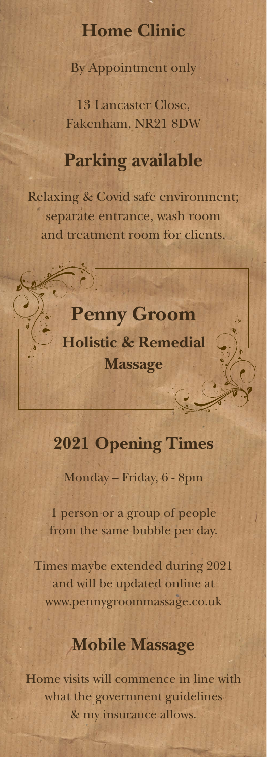## Home Clinic

By Appointment only

13 Lancaster Close,
Fakenham, NR21 8DW

## Parking available

Relaxing & Covid safe environment; separate entrance, wash room and treatment room for clients.

# Penny Groom

### Holistic & Remedial Massage

## 2021 Opening Times

Monday – Friday, 6 - 8pm

1 person or a group of people from the same bubble per day.

Times maybe extended during 2021 and will be updated online at www.pennygroommassage.co.uk

## Mobile Massage

Home visits will commence in line with what the government guidelines & my insurance allows.